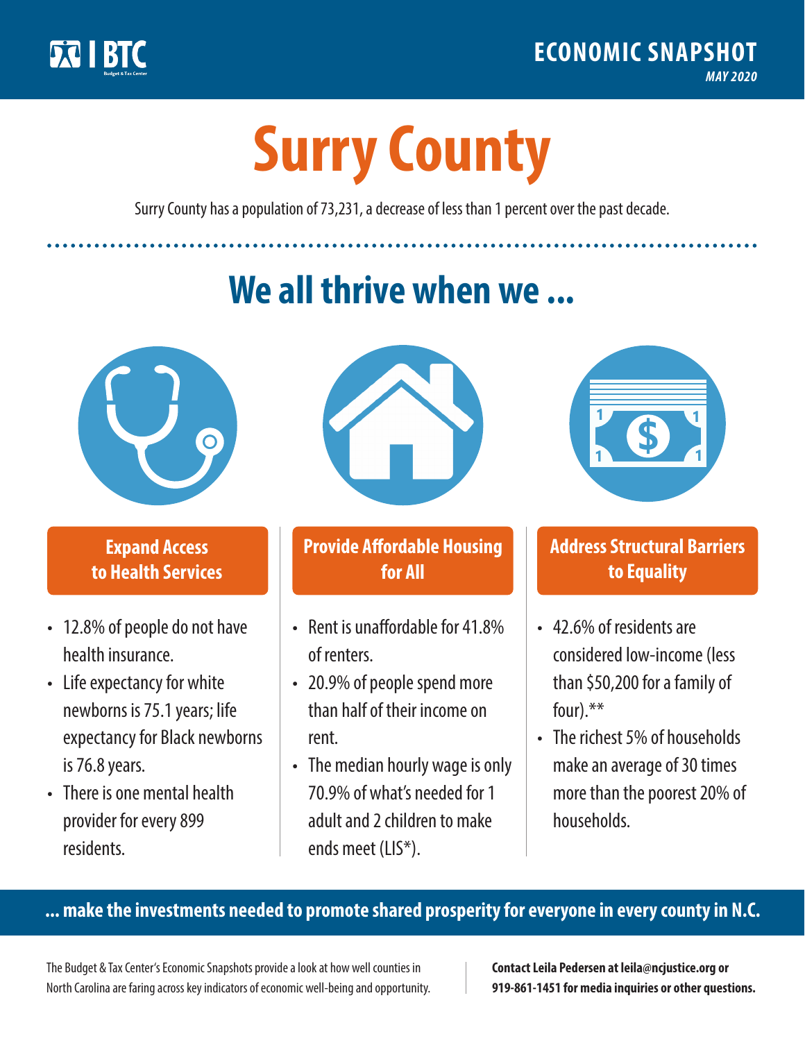BTC

Budget & Tax Center

**ECONOMIC SNAPSHOT**

*MAY 2020*

# Surry County

Surry County has a population of 73,231, a decrease of less than 1 percent over the past decade.

## We all thrive when we ...

### Expand Access to Health Services

- 12.8% of people do not have health insurance.
- Life expectancy for white newborns is 75.1 years; life expectancy for Black newborns is 76.8 years.
- There is one mental health provider for every 899 residents.

### Provide Affordable Housing for All

- Rent is unaffordable for 41.8% of renters.
- 20.9% of people spend more than half of their income on rent.
- The median hourly wage is only 70.9% of what's needed for 1 adult and 2 children to make ends meet (LIS*).

### Address Structural Barriers to Equality

- 42.6% of residents are considered low-income (less than $50,200 for a family of four).**
- The richest 5% of households make an average of 30 times more than the poorest 20% of households.

**... make the investments needed to promote shared prosperity for everyone in every county in N.C.**

The Budget & Tax Center's Economic Snapshots provide a look at how well counties in North Carolina are faring across key indicators of economic well-being and opportunity.

**Contact Leila Pedersen at leila@ncjustice.org or 919-861-1451 for media inquiries or other questions.**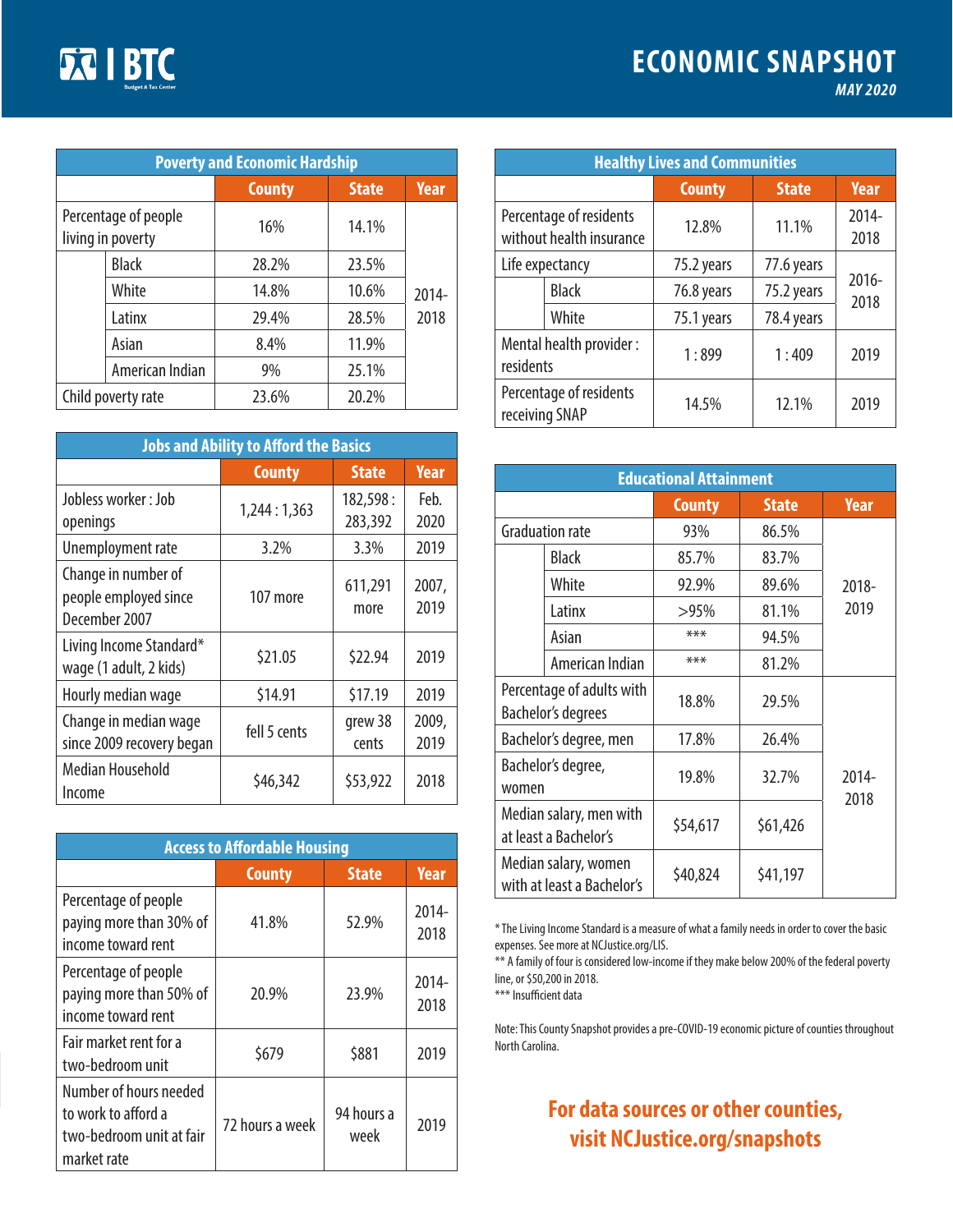# BTC

## ECONOMIC SNAPSHOT

*MAY 2020*

| Poverty and Economic Hardship | | County | State | Year |
|---|---|---|---|---|
| Percentage of people living in poverty | | 16% | 14.1% | 2014-2018 |
| | Black | 28.2% | 23.5% | |
| | White | 14.8% | 10.6% | |
| | Latinx | 29.4% | 28.5% | |
| | Asian | 8.4% | 11.9% | |
| | American Indian | 9% | 25.1% | |
| Child poverty rate | | 23.6% | 20.2% | |

| Jobs and Ability to Afford the Basics | County | State | Year |
|---|---|---|---|
| Jobless worker : Job openings | 1,244 : 1,363 | 182,598 : 283,392 | Feb. 2020 |
| Unemployment rate | 3.2% | 3.3% | 2019 |
| Change in number of people employed since December 2007 | 107 more | 611,291 more | 2007, 2019 |
| Living Income Standard* wage (1 adult, 2 kids) | $21.05 | $22.94 | 2019 |
| Hourly median wage | $14.91 | $17.19 | 2019 |
| Change in median wage since 2009 recovery began | fell 5 cents | grew 38 cents | 2009, 2019 |
| Median Household Income | $46,342 | $53,922 | 2018 |

| Access to Affordable Housing | County | State | Year |
|---|---|---|---|
| Percentage of people paying more than 30% of income toward rent | 41.8% | 52.9% | 2014-2018 |
| Percentage of people paying more than 50% of income toward rent | 20.9% | 23.9% | 2014-2018 |
| Fair market rent for a two-bedroom unit | $679 | $881 | 2019 |
| Number of hours needed to work to afford a two-bedroom unit at fair market rate | 72 hours a week | 94 hours a week | 2019 |

| Healthy Lives and Communities | | County | State | Year |
|---|---|---|---|---|
| Percentage of residents without health insurance | | 12.8% | 11.1% | 2014-2018 |
| Life expectancy | | 75.2 years | 77.6 years | 2016-2018 |
| | Black | 76.8 years | 75.2 years | |
| | White | 75.1 years | 78.4 years | |
| Mental health provider : residents | | 1 : 899 | 1 : 409 | 2019 |
| Percentage of residents receiving SNAP | | 14.5% | 12.1% | 2019 |

| Educational Attainment | | County | State | Year |
|---|---|---|---|---|
| Graduation rate | | 93% | 86.5% | 2018-2019 |
| | Black | 85.7% | 83.7% | |
| | White | 92.9% | 89.6% | |
| | Latinx | >95% | 81.1% | |
| | Asian | *** | 94.5% | |
| | American Indian | *** | 81.2% | |
| Percentage of adults with Bachelor's degrees | | 18.8% | 29.5% | 2014-2018 |
| Bachelor's degree, men | | 17.8% | 26.4% | |
| Bachelor's degree, women | | 19.8% | 32.7% | |
| Median salary, men with at least a Bachelor's | | $54,617 | $61,426 | |
| Median salary, women with at least a Bachelor's | | $40,824 | $41,197 | |

* The Living Income Standard is a measure of what a family needs in order to cover the basic expenses. See more at NCJustice.org/LIS.

** A family of four is considered low-income if they make below 200% of the federal poverty line, or $50,200 in 2018.

*** Insufficient data

Note: This County Snapshot provides a pre-COVID-19 economic picture of counties throughout North Carolina.

**For data sources or other counties, visit NCJustice.org/snapshots**